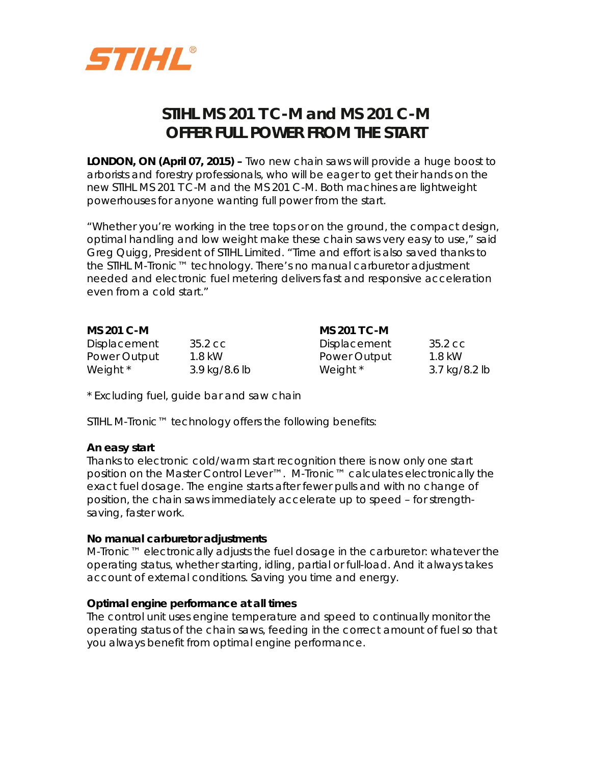STIHL®

# STIHL MS 201 TC-M and MS 201 C-M OFFER FULL POWER FROM THE START

**LONDON, ON (April 07, 2015) –** Two new chain saws will provide a huge boost to arborists and forestry professionals, who will be eager to get their hands on the new STIHL MS 201 TC-M and the MS 201 C-M. Both machines are lightweight powerhouses for anyone wanting full power from the start.

"Whether you're working in the tree tops or on the ground, the compact design, optimal handling and low weight make these chain saws very easy to use," said Greg Quigg, President of STIHL Limited. "Time and effort is also saved thanks to the STIHL M-Tronic™ technology. There's no manual carburetor adjustment needed and electronic fuel metering delivers fast and responsive acceleration even from a cold start."

| **MS 201 C-M** | | **MS 201 TC-M** | |
|---|---|---|---|
| Displacement | 35.2 cc | Displacement | 35.2 cc |
| Power Output | 1.8 kW | Power Output | 1.8 kW |
| Weight * | 3.9 kg/8.6 lb | Weight * | 3.7 kg/8.2 lb |

* Excluding fuel, guide bar and saw chain

STIHL M-Tronic™ technology offers the following benefits:

**An easy start**
Thanks to electronic cold/warm start recognition there is now only one start position on the Master Control Lever™. M-Tronic™ calculates electronically the exact fuel dosage. The engine starts after fewer pulls and with no change of position, the chain saws immediately accelerate up to speed – for strength-saving, faster work.

**No manual carburetor adjustments**
M-Tronic™ electronically adjusts the fuel dosage in the carburetor: whatever the operating status, whether starting, idling, partial or full-load. And it always takes account of external conditions. Saving you time and energy.

**Optimal engine performance at all times**
The control unit uses engine temperature and speed to continually monitor the operating status of the chain saws, feeding in the correct amount of fuel so that you always benefit from optimal engine performance.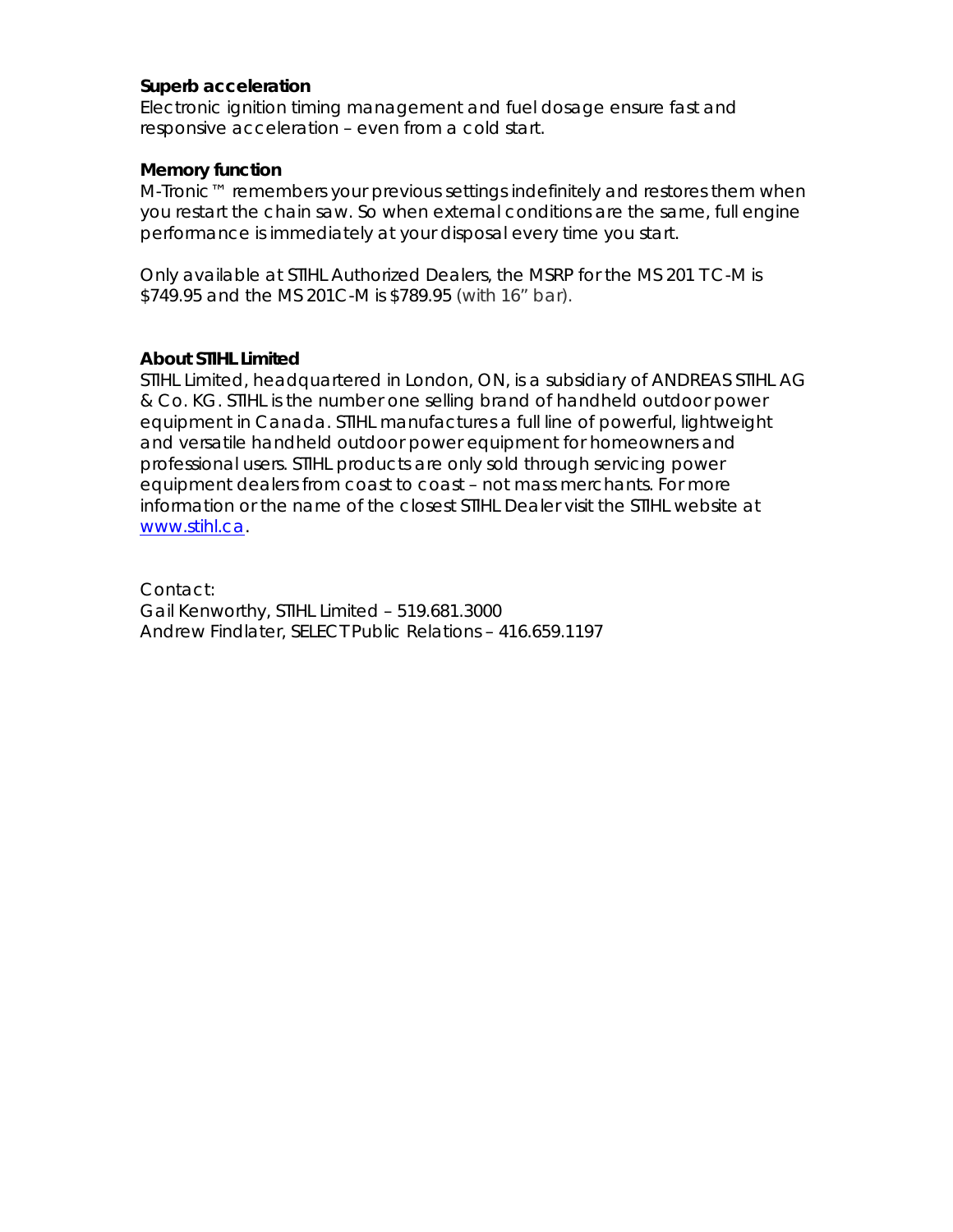**Superb acceleration**
Electronic ignition timing management and fuel dosage ensure fast and responsive acceleration – even from a cold start.

**Memory function**
M-Tronic™ remembers your previous settings indefinitely and restores them when you restart the chain saw. So when external conditions are the same, full engine performance is immediately at your disposal every time you start.

Only available at STIHL Authorized Dealers, the MSRP for the MS 201 TC-M is $749.95 and the MS 201C-M is $789.95 (with 16" bar).

**About STIHL Limited**
STIHL Limited, headquartered in London, ON, is a subsidiary of ANDREAS STIHL AG & Co. KG. STIHL is the number one selling brand of handheld outdoor power equipment in Canada. STIHL manufactures a full line of powerful, lightweight and versatile handheld outdoor power equipment for homeowners and professional users. STIHL products are only sold through servicing power equipment dealers from coast to coast – not mass merchants. For more information or the name of the closest STIHL Dealer visit the STIHL website at [www.stihl.ca](http://www.stihl.ca).

Contact:
Gail Kenworthy, STIHL Limited – 519.681.3000
Andrew Findlater, SELECT Public Relations – 416.659.1197